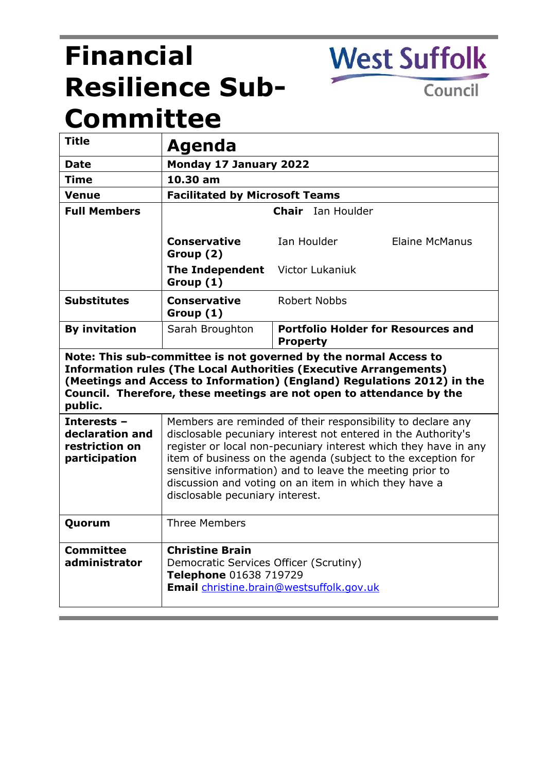# Financial Resilience Sub-Committee

West Suffolk Council

| Title | **Agenda** | |
|---|---|---|
| **Date** | **Monday 17 January 2022** | |
| **Time** | **10.30 am** | |
| **Venue** | **Facilitated by Microsoft Teams** | |
| **Full Members** | **Chair** Ian Houlder | |
| | **Conservative Group (2)** | Ian Houlder, Elaine McManus |
| | **The Independent Group (1)** | Victor Lukaniuk |
| **Substitutes** | **Conservative Group (1)** | Robert Nobbs |
| **By invitation** | Sarah Broughton | **Portfolio Holder for Resources and Property** |

**Note: This sub-committee is not governed by the normal Access to Information rules (The Local Authorities (Executive Arrangements) (Meetings and Access to Information) (England) Regulations 2012) in the Council. Therefore, these meetings are not open to attendance by the public.**

| | |
|---|---|
| **Interests – declaration and restriction on participation** | Members are reminded of their responsibility to declare any disclosable pecuniary interest not entered in the Authority's register or local non-pecuniary interest which they have in any item of business on the agenda (subject to the exception for sensitive information) and to leave the meeting prior to discussion and voting on an item in which they have a disclosable pecuniary interest. |
| **Quorum** | Three Members |
| **Committee administrator** | **Christine Brain**<br>Democratic Services Officer (Scrutiny)<br>**Telephone** 01638 719729<br>**Email** christine.brain@westsuffolk.gov.uk |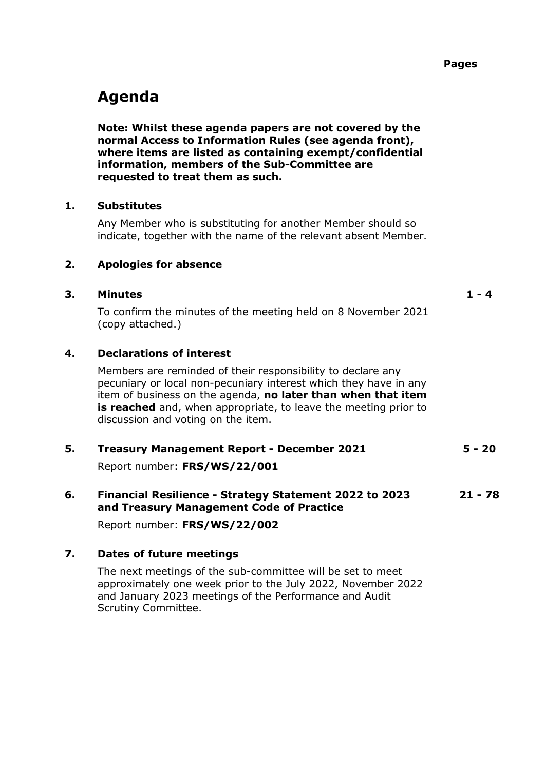**Pages**

# Agenda

**Note: Whilst these agenda papers are not covered by the normal Access to Information Rules (see agenda front), where items are listed as containing exempt/confidential information, members of the Sub-Committee are requested to treat them as such.**

**1. Substitutes**

Any Member who is substituting for another Member should so indicate, together with the name of the relevant absent Member.

**2. Apologies for absence**

**3. Minutes** **1 - 4**

To confirm the minutes of the meeting held on 8 November 2021 (copy attached.)

**4. Declarations of interest**

Members are reminded of their responsibility to declare any pecuniary or local non-pecuniary interest which they have in any item of business on the agenda, **no later than when that item is reached** and, when appropriate, to leave the meeting prior to discussion and voting on the item.

**5. Treasury Management Report - December 2021** **5 - 20**

Report number: **FRS/WS/22/001**

**6. Financial Resilience - Strategy Statement 2022 to 2023 and Treasury Management Code of Practice** **21 - 78**

Report number: **FRS/WS/22/002**

**7. Dates of future meetings**

The next meetings of the sub-committee will be set to meet approximately one week prior to the July 2022, November 2022 and January 2023 meetings of the Performance and Audit Scrutiny Committee.